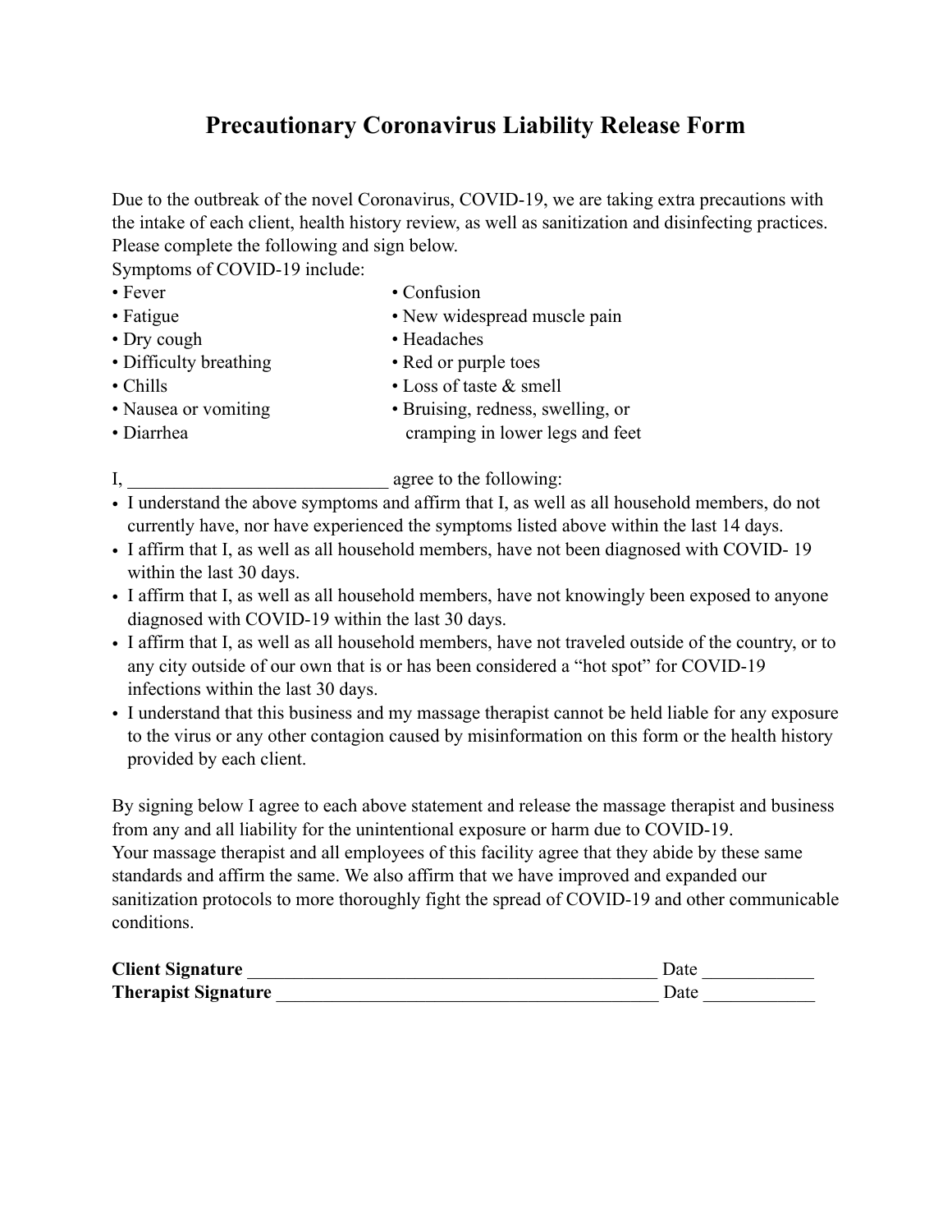# Precautionary Coronavirus Liability Release Form

Due to the outbreak of the novel Coronavirus, COVID-19, we are taking extra precautions with the intake of each client, health history review, as well as sanitization and disinfecting practices. Please complete the following and sign below.

Symptoms of COVID-19 include:

- Fever
- Fatigue
- Dry cough
- Difficulty breathing
- Chills
- Nausea or vomiting
- Diarrhea
- Confusion
- New widespread muscle pain
- Headaches
- Red or purple toes
- Loss of taste & smell
- Bruising, redness, swelling, or cramping in lower legs and feet

I, ____________________________ agree to the following:

- I understand the above symptoms and affirm that I, as well as all household members, do not currently have, nor have experienced the symptoms listed above within the last 14 days.
- I affirm that I, as well as all household members, have not been diagnosed with COVID- 19 within the last 30 days.
- I affirm that I, as well as all household members, have not knowingly been exposed to anyone diagnosed with COVID-19 within the last 30 days.
- I affirm that I, as well as all household members, have not traveled outside of the country, or to any city outside of our own that is or has been considered a "hot spot" for COVID-19 infections within the last 30 days.
- I understand that this business and my massage therapist cannot be held liable for any exposure to the virus or any other contagion caused by misinformation on this form or the health history provided by each client.

By signing below I agree to each above statement and release the massage therapist and business from any and all liability for the unintentional exposure or harm due to COVID-19.
Your massage therapist and all employees of this facility agree that they abide by these same standards and affirm the same. We also affirm that we have improved and expanded our sanitization protocols to more thoroughly fight the spread of COVID-19 and other communicable conditions.

**Client Signature** _____________________________________________ Date ____________

**Therapist Signature** __________________________________________ Date ____________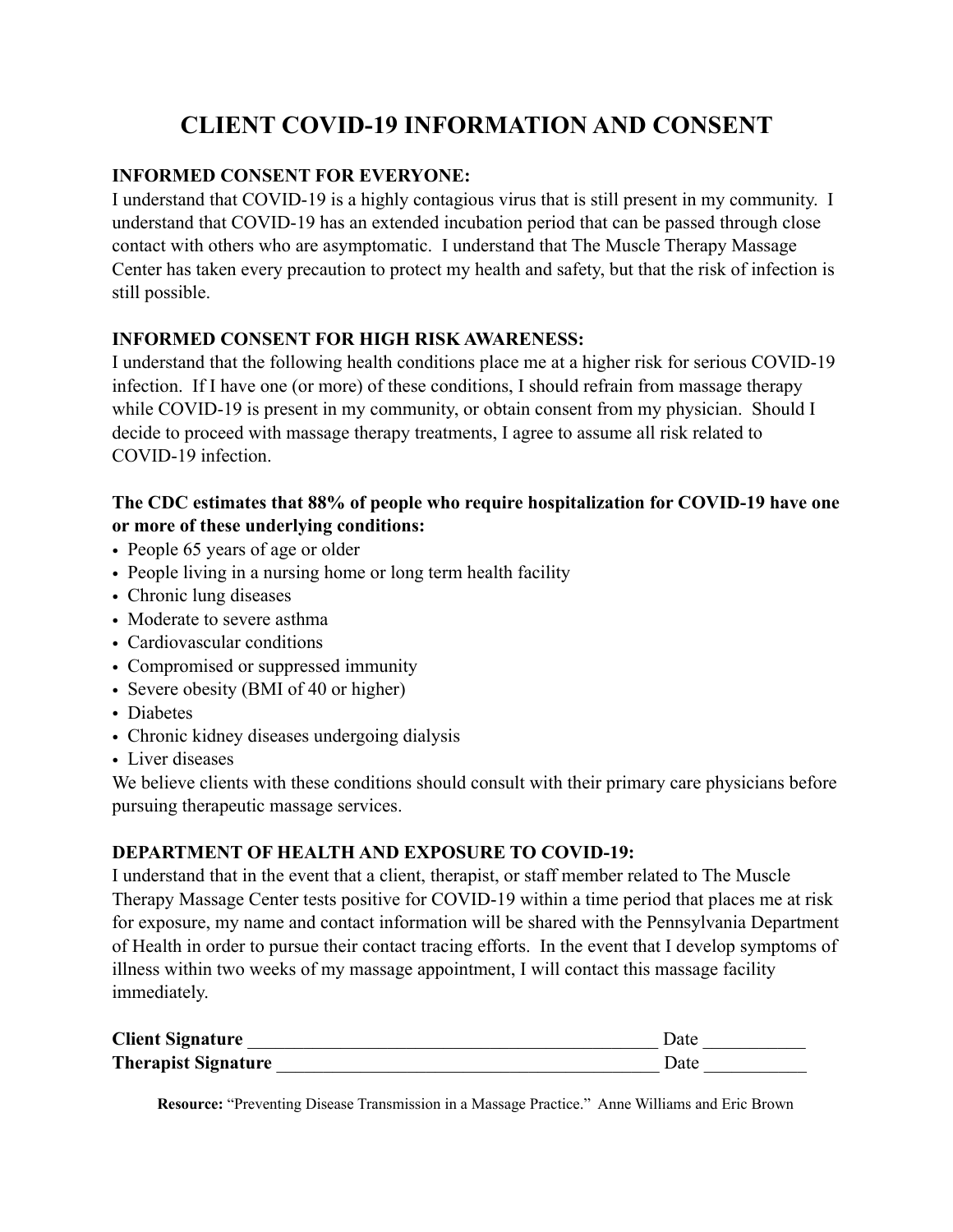# CLIENT COVID-19 INFORMATION AND CONSENT

**INFORMED CONSENT FOR EVERYONE:**

I understand that COVID-19 is a highly contagious virus that is still present in my community. I understand that COVID-19 has an extended incubation period that can be passed through close contact with others who are asymptomatic. I understand that The Muscle Therapy Massage Center has taken every precaution to protect my health and safety, but that the risk of infection is still possible.

**INFORMED CONSENT FOR HIGH RISK AWARENESS:**

I understand that the following health conditions place me at a higher risk for serious COVID-19 infection. If I have one (or more) of these conditions, I should refrain from massage therapy while COVID-19 is present in my community, or obtain consent from my physician. Should I decide to proceed with massage therapy treatments, I agree to assume all risk related to COVID-19 infection.

**The CDC estimates that 88% of people who require hospitalization for COVID-19 have one or more of these underlying conditions:**

- People 65 years of age or older
- People living in a nursing home or long term health facility
- Chronic lung diseases
- Moderate to severe asthma
- Cardiovascular conditions
- Compromised or suppressed immunity
- Severe obesity (BMI of 40 or higher)
- Diabetes
- Chronic kidney diseases undergoing dialysis
- Liver diseases

We believe clients with these conditions should consult with their primary care physicians before pursuing therapeutic massage services.

**DEPARTMENT OF HEALTH AND EXPOSURE TO COVID-19:**

I understand that in the event that a client, therapist, or staff member related to The Muscle Therapy Massage Center tests positive for COVID-19 within a time period that places me at risk for exposure, my name and contact information will be shared with the Pennsylvania Department of Health in order to pursue their contact tracing efforts. In the event that I develop symptoms of illness within two weeks of my massage appointment, I will contact this massage facility immediately.

**Client Signature** _____________________________________________ Date ___________

**Therapist Signature** __________________________________________ Date ___________

**Resource:** "Preventing Disease Transmission in a Massage Practice." Anne Williams and Eric Brown